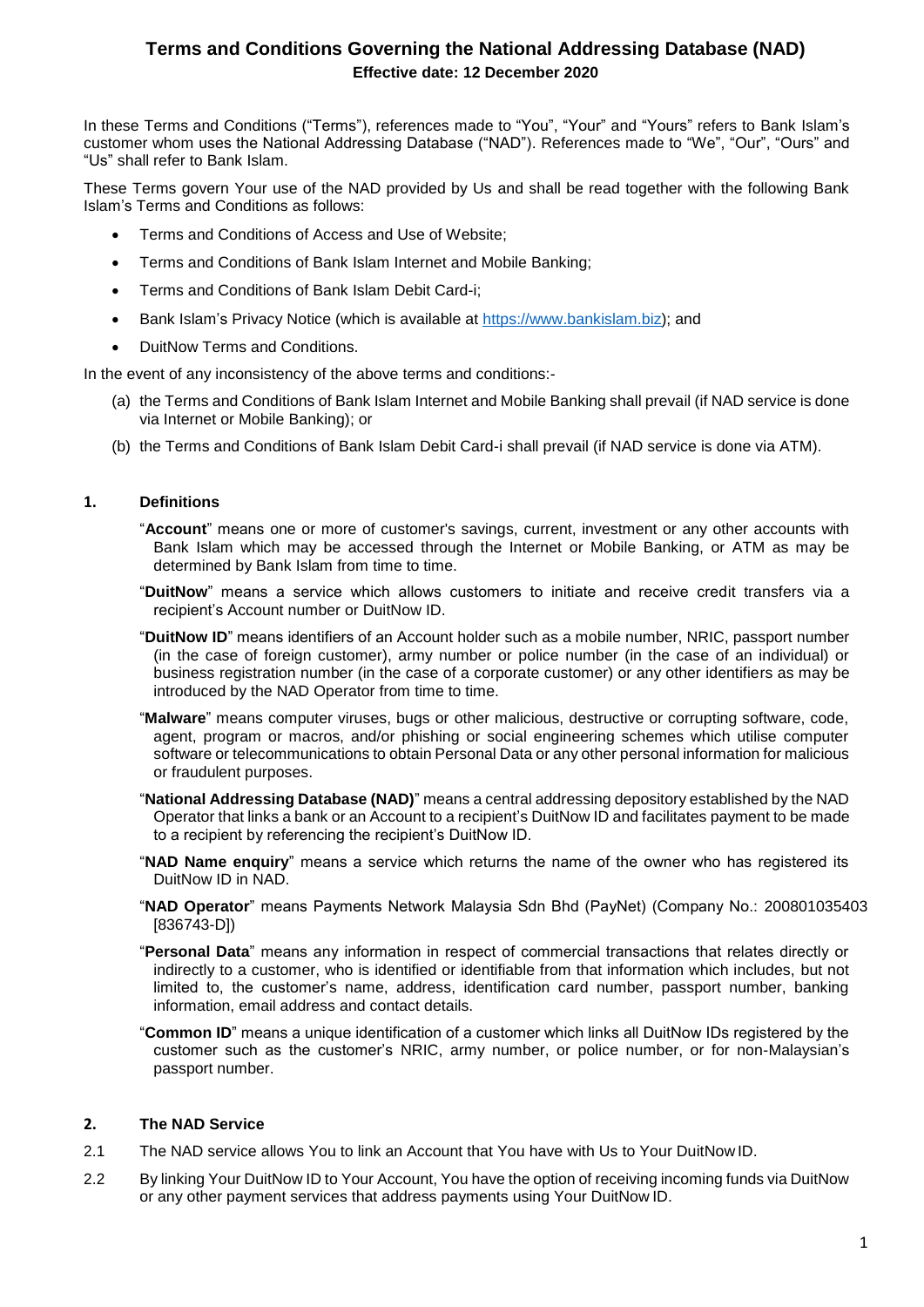# Terms and Conditions Governing the National Addressing Database (NAD)

**Effective date: 12 December 2020**

In these Terms and Conditions ("Terms"), references made to "You", "Your" and "Yours" refers to Bank Islam's customer whom uses the National Addressing Database ("NAD"). References made to "We", "Our", "Ours" and "Us" shall refer to Bank Islam.

These Terms govern Your use of the NAD provided by Us and shall be read together with the following Bank Islam's Terms and Conditions as follows:

- Terms and Conditions of Access and Use of Website;
- Terms and Conditions of Bank Islam Internet and Mobile Banking;
- Terms and Conditions of Bank Islam Debit Card-i;
- Bank Islam's Privacy Notice (which is available at https://www.bankislam.biz); and
- DuitNow Terms and Conditions.

In the event of any inconsistency of the above terms and conditions:-

(a) the Terms and Conditions of Bank Islam Internet and Mobile Banking shall prevail (if NAD service is done via Internet or Mobile Banking); or

(b) the Terms and Conditions of Bank Islam Debit Card-i shall prevail (if NAD service is done via ATM).

## 1. Definitions

"**Account**" means one or more of customer's savings, current, investment or any other accounts with Bank Islam which may be accessed through the Internet or Mobile Banking, or ATM as may be determined by Bank Islam from time to time.

"**DuitNow**" means a service which allows customers to initiate and receive credit transfers via a recipient's Account number or DuitNow ID.

"**DuitNow ID**" means identifiers of an Account holder such as a mobile number, NRIC, passport number (in the case of foreign customer), army number or police number (in the case of an individual) or business registration number (in the case of a corporate customer) or any other identifiers as may be introduced by the NAD Operator from time to time.

"**Malware**" means computer viruses, bugs or other malicious, destructive or corrupting software, code, agent, program or macros, and/or phishing or social engineering schemes which utilise computer software or telecommunications to obtain Personal Data or any other personal information for malicious or fraudulent purposes.

"**National Addressing Database (NAD)**" means a central addressing depository established by the NAD Operator that links a bank or an Account to a recipient's DuitNow ID and facilitates payment to be made to a recipient by referencing the recipient's DuitNow ID.

"**NAD Name enquiry**" means a service which returns the name of the owner who has registered its DuitNow ID in NAD.

"**NAD Operator**" means Payments Network Malaysia Sdn Bhd (PayNet) (Company No.: 200801035403 [836743-D])

"**Personal Data**" means any information in respect of commercial transactions that relates directly or indirectly to a customer, who is identified or identifiable from that information which includes, but not limited to, the customer's name, address, identification card number, passport number, banking information, email address and contact details.

"**Common ID**" means a unique identification of a customer which links all DuitNow IDs registered by the customer such as the customer's NRIC, army number, or police number, or for non-Malaysian's passport number.

## 2. The NAD Service

2.1 The NAD service allows You to link an Account that You have with Us to Your DuitNow ID.

2.2 By linking Your DuitNow ID to Your Account, You have the option of receiving incoming funds via DuitNow or any other payment services that address payments using Your DuitNow ID.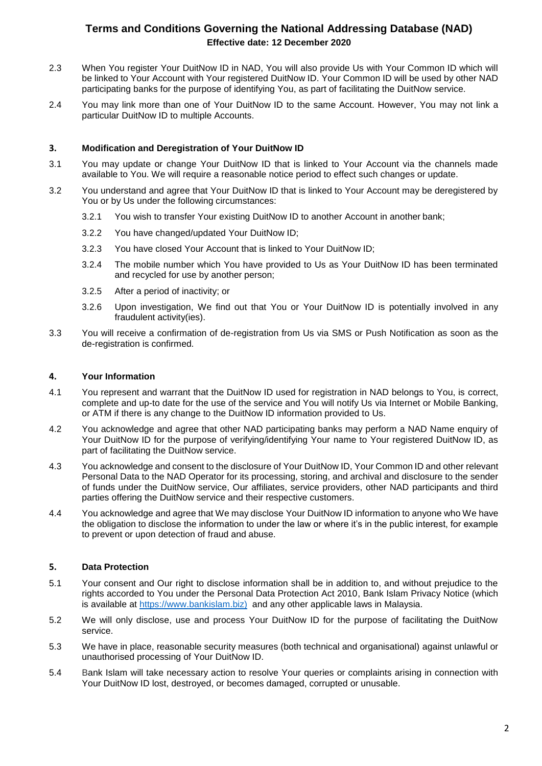2.3 When You register Your DuitNow ID in NAD, You will also provide Us with Your Common ID which will be linked to Your Account with Your registered DuitNow ID. Your Common ID will be used by other NAD participating banks for the purpose of identifying You, as part of facilitating the DuitNow service.

2.4 You may link more than one of Your DuitNow ID to the same Account. However, You may not link a particular DuitNow ID to multiple Accounts.

### 3. Modification and Deregistration of Your DuitNow ID

3.1 You may update or change Your DuitNow ID that is linked to Your Account via the channels made available to You. We will require a reasonable notice period to effect such changes or update.

3.2 You understand and agree that Your DuitNow ID that is linked to Your Account may be deregistered by You or by Us under the following circumstances:

- 3.2.1 You wish to transfer Your existing DuitNow ID to another Account in another bank;
- 3.2.2 You have changed/updated Your DuitNow ID;
- 3.2.3 You have closed Your Account that is linked to Your DuitNow ID;
- 3.2.4 The mobile number which You have provided to Us as Your DuitNow ID has been terminated and recycled for use by another person;
- 3.2.5 After a period of inactivity; or
- 3.2.6 Upon investigation, We find out that You or Your DuitNow ID is potentially involved in any fraudulent activity(ies).

3.3 You will receive a confirmation of de-registration from Us via SMS or Push Notification as soon as the de-registration is confirmed.

### 4. Your Information

4.1 You represent and warrant that the DuitNow ID used for registration in NAD belongs to You, is correct, complete and up-to date for the use of the service and You will notify Us via Internet or Mobile Banking, or ATM if there is any change to the DuitNow ID information provided to Us.

4.2 You acknowledge and agree that other NAD participating banks may perform a NAD Name enquiry of Your DuitNow ID for the purpose of verifying/identifying Your name to Your registered DuitNow ID, as part of facilitating the DuitNow service.

4.3 You acknowledge and consent to the disclosure of Your DuitNow ID, Your Common ID and other relevant Personal Data to the NAD Operator for its processing, storing, and archival and disclosure to the sender of funds under the DuitNow service, Our affiliates, service providers, other NAD participants and third parties offering the DuitNow service and their respective customers.

4.4 You acknowledge and agree that We may disclose Your DuitNow ID information to anyone who We have the obligation to disclose the information to under the law or where it's in the public interest, for example to prevent or upon detection of fraud and abuse.

### 5. Data Protection

5.1 Your consent and Our right to disclose information shall be in addition to, and without prejudice to the rights accorded to You under the Personal Data Protection Act 2010, Bank Islam Privacy Notice (which is available at https://www.bankislam.biz) and any other applicable laws in Malaysia.

5.2 We will only disclose, use and process Your DuitNow ID for the purpose of facilitating the DuitNow service.

5.3 We have in place, reasonable security measures (both technical and organisational) against unlawful or unauthorised processing of Your DuitNow ID.

5.4 Bank Islam will take necessary action to resolve Your queries or complaints arising in connection with Your DuitNow ID lost, destroyed, or becomes damaged, corrupted or unusable.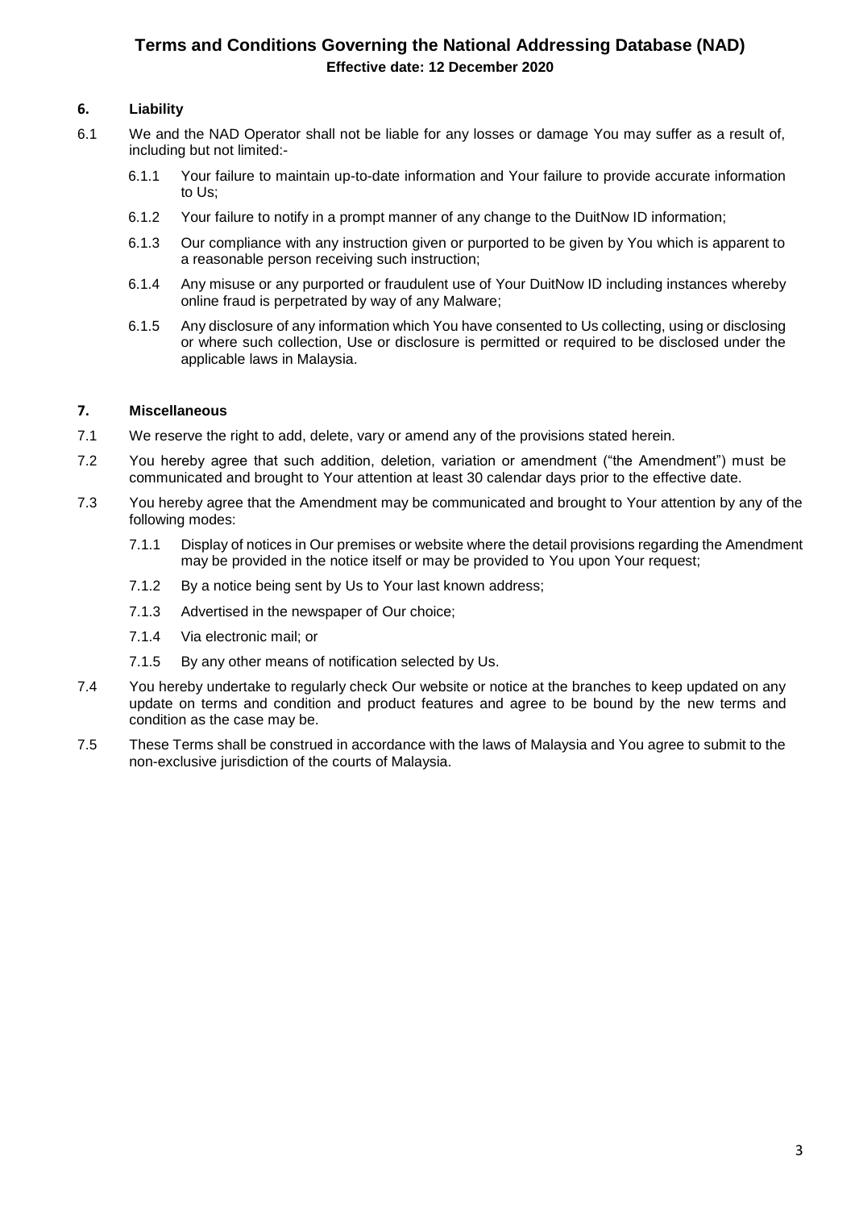## 6. Liability

6.1 We and the NAD Operator shall not be liable for any losses or damage You may suffer as a result of, including but not limited:-

6.1.1 Your failure to maintain up-to-date information and Your failure to provide accurate information to Us;

6.1.2 Your failure to notify in a prompt manner of any change to the DuitNow ID information;

6.1.3 Our compliance with any instruction given or purported to be given by You which is apparent to a reasonable person receiving such instruction;

6.1.4 Any misuse or any purported or fraudulent use of Your DuitNow ID including instances whereby online fraud is perpetrated by way of any Malware;

6.1.5 Any disclosure of any information which You have consented to Us collecting, using or disclosing or where such collection, Use or disclosure is permitted or required to be disclosed under the applicable laws in Malaysia.

## 7. Miscellaneous

7.1 We reserve the right to add, delete, vary or amend any of the provisions stated herein.

7.2 You hereby agree that such addition, deletion, variation or amendment ("the Amendment") must be communicated and brought to Your attention at least 30 calendar days prior to the effective date.

7.3 You hereby agree that the Amendment may be communicated and brought to Your attention by any of the following modes:

7.1.1 Display of notices in Our premises or website where the detail provisions regarding the Amendment may be provided in the notice itself or may be provided to You upon Your request;

7.1.2 By a notice being sent by Us to Your last known address;

7.1.3 Advertised in the newspaper of Our choice;

7.1.4 Via electronic mail; or

7.1.5 By any other means of notification selected by Us.

7.4 You hereby undertake to regularly check Our website or notice at the branches to keep updated on any update on terms and condition and product features and agree to be bound by the new terms and condition as the case may be.

7.5 These Terms shall be construed in accordance with the laws of Malaysia and You agree to submit to the non-exclusive jurisdiction of the courts of Malaysia.